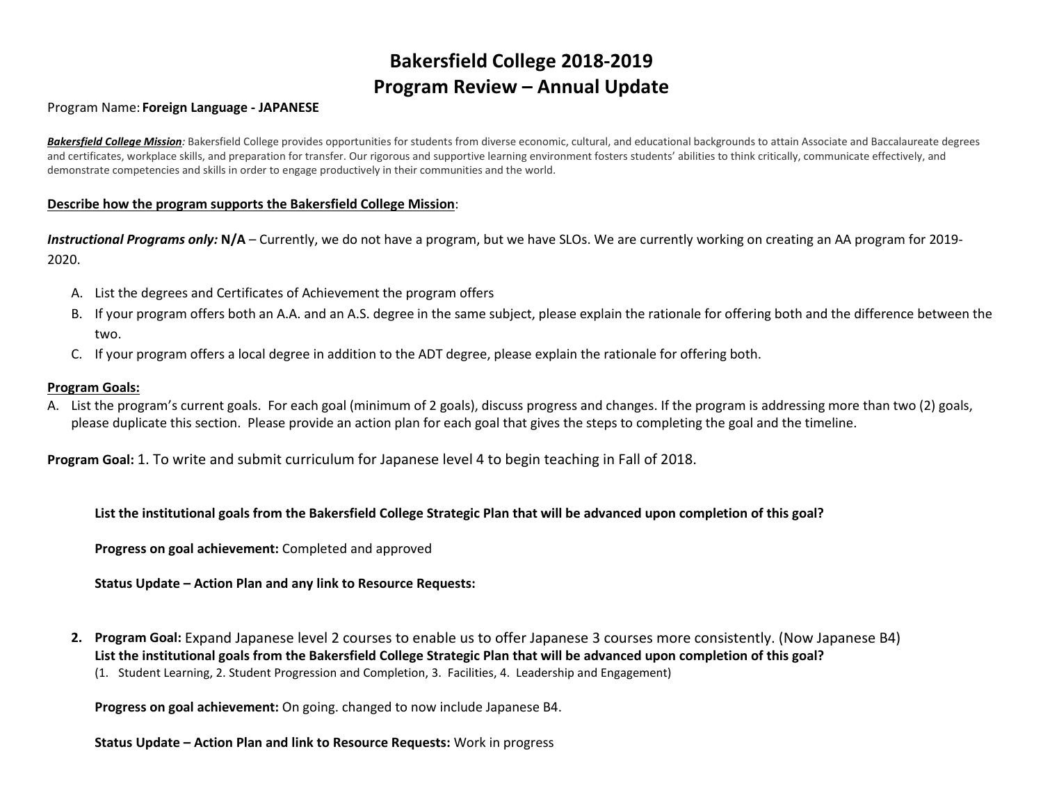# Bakersfield College 2018-2019
# Program Review – Annual Update

Program Name: **Foreign Language - JAPANESE**

***Bakersfield College Mission**:* Bakersfield College provides opportunities for students from diverse economic, cultural, and educational backgrounds to attain Associate and Baccalaureate degrees and certificates, workplace skills, and preparation for transfer. Our rigorous and supportive learning environment fosters students' abilities to think critically, communicate effectively, and demonstrate competencies and skills in order to engage productively in their communities and the world.

**Describe how the program supports the Bakersfield College Mission**:

***Instructional Programs only:*** **N/A** – Currently, we do not have a program, but we have SLOs. We are currently working on creating an AA program for 2019-2020.

A. List the degrees and Certificates of Achievement the program offers
B. If your program offers both an A.A. and an A.S. degree in the same subject, please explain the rationale for offering both and the difference between the two.
C. If your program offers a local degree in addition to the ADT degree, please explain the rationale for offering both.

**Program Goals:**

A. List the program's current goals. For each goal (minimum of 2 goals), discuss progress and changes. If the program is addressing more than two (2) goals, please duplicate this section. Please provide an action plan for each goal that gives the steps to completing the goal and the timeline.

**Program Goal:** 1. To write and submit curriculum for Japanese level 4 to begin teaching in Fall of 2018.

**List the institutional goals from the Bakersfield College Strategic Plan that will be advanced upon completion of this goal?**

**Progress on goal achievement:** Completed and approved

**Status Update – Action Plan and any link to Resource Requests:**

2. **Program Goal:** Expand Japanese level 2 courses to enable us to offer Japanese 3 courses more consistently. (Now Japanese B4)
   **List the institutional goals from the Bakersfield College Strategic Plan that will be advanced upon completion of this goal?**
   (1. Student Learning, 2. Student Progression and Completion, 3. Facilities, 4. Leadership and Engagement)

   **Progress on goal achievement:** On going. changed to now include Japanese B4.

   **Status Update – Action Plan and link to Resource Requests:** Work in progress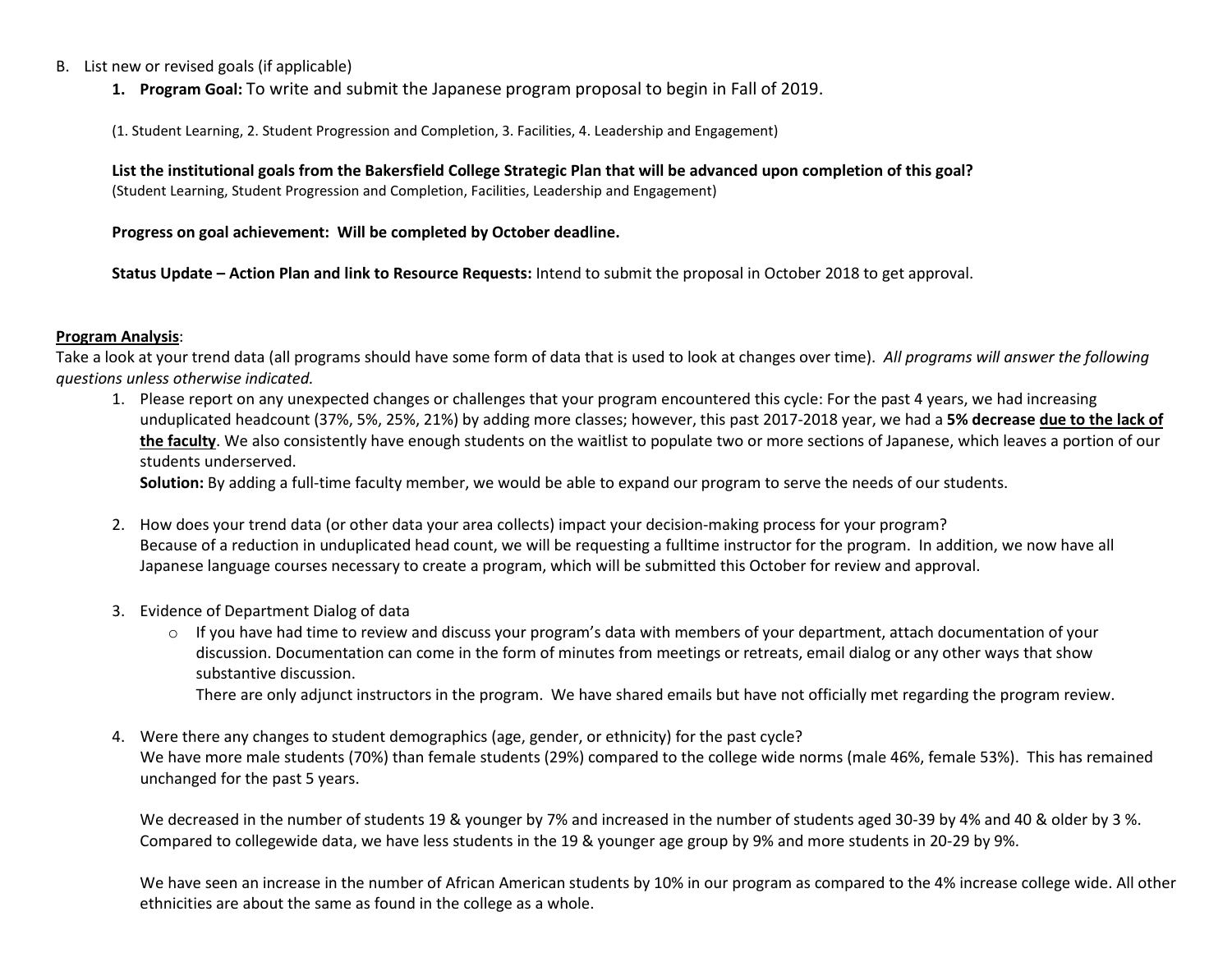B. List new or revised goals (if applicable)

1. **Program Goal:** To write and submit the Japanese program proposal to begin in Fall of 2019.

   (1. Student Learning, 2. Student Progression and Completion, 3. Facilities, 4. Leadership and Engagement)

   **List the institutional goals from the Bakersfield College Strategic Plan that will be advanced upon completion of this goal?**
   (Student Learning, Student Progression and Completion, Facilities, Leadership and Engagement)

   **Progress on goal achievement: Will be completed by October deadline.**

   **Status Update – Action Plan and link to Resource Requests:** Intend to submit the proposal in October 2018 to get approval.

**<u>Program Analysis</u>**:
Take a look at your trend data (all programs should have some form of data that is used to look at changes over time). *All programs will answer the following questions unless otherwise indicated.*

1. Please report on any unexpected changes or challenges that your program encountered this cycle: For the past 4 years, we had increasing unduplicated headcount (37%, 5%, 25%, 21%) by adding more classes; however, this past 2017-2018 year, we had a **5% decrease <u>due to the lack of the faculty</u>**. We also consistently have enough students on the waitlist to populate two or more sections of Japanese, which leaves a portion of our students underserved.
   **Solution:** By adding a full-time faculty member, we would be able to expand our program to serve the needs of our students.

2. How does your trend data (or other data your area collects) impact your decision-making process for your program?
   Because of a reduction in unduplicated head count, we will be requesting a fulltime instructor for the program. In addition, we now have all Japanese language courses necessary to create a program, which will be submitted this October for review and approval.

3. Evidence of Department Dialog of data
   - If you have had time to review and discuss your program's data with members of your department, attach documentation of your discussion. Documentation can come in the form of minutes from meetings or retreats, email dialog or any other ways that show substantive discussion.
     There are only adjunct instructors in the program. We have shared emails but have not officially met regarding the program review.

4. Were there any changes to student demographics (age, gender, or ethnicity) for the past cycle?
   We have more male students (70%) than female students (29%) compared to the college wide norms (male 46%, female 53%). This has remained unchanged for the past 5 years.

   We decreased in the number of students 19 & younger by 7% and increased in the number of students aged 30-39 by 4% and 40 & older by 3 %. Compared to collegewide data, we have less students in the 19 & younger age group by 9% and more students in 20-29 by 9%.

   We have seen an increase in the number of African American students by 10% in our program as compared to the 4% increase college wide. All other ethnicities are about the same as found in the college as a whole.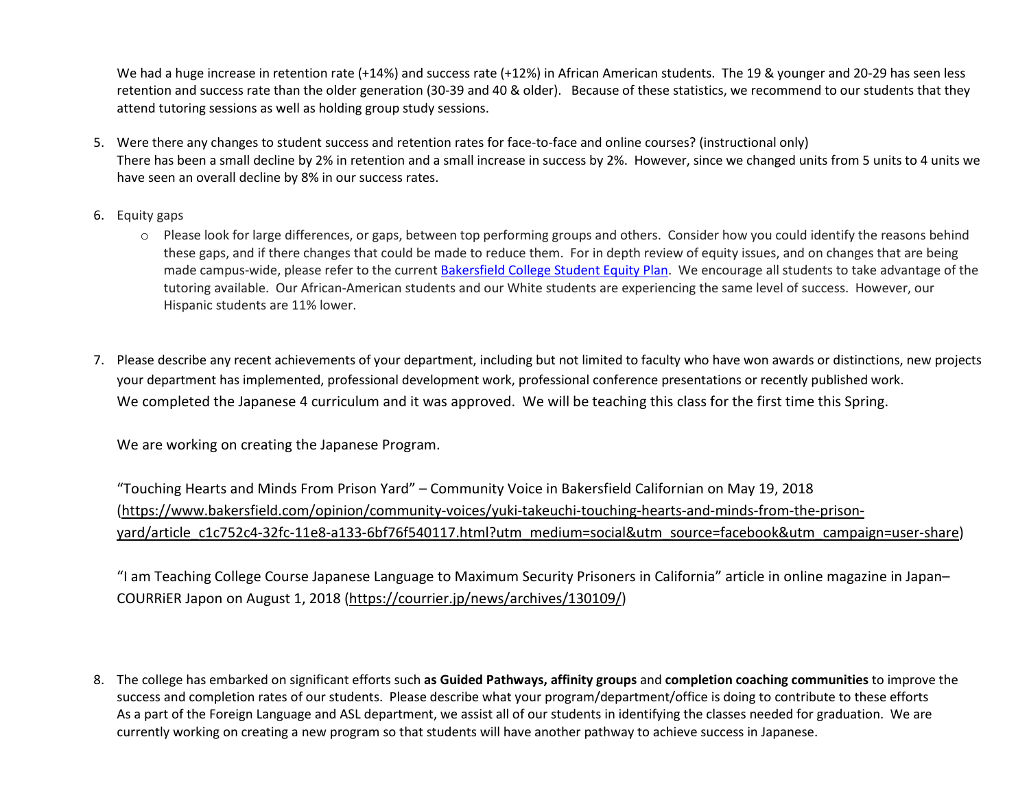We had a huge increase in retention rate (+14%) and success rate (+12%) in African American students. The 19 & younger and 20-29 has seen less retention and success rate than the older generation (30-39 and 40 & older). Because of these statistics, we recommend to our students that they attend tutoring sessions as well as holding group study sessions.

5. Were there any changes to student success and retention rates for face-to-face and online courses? (instructional only)
   There has been a small decline by 2% in retention and a small increase in success by 2%. However, since we changed units from 5 units to 4 units we have seen an overall decline by 8% in our success rates.

6. Equity gaps
   - Please look for large differences, or gaps, between top performing groups and others. Consider how you could identify the reasons behind these gaps, and if there changes that could be made to reduce them. For in depth review of equity issues, and on changes that are being made campus-wide, please refer to the current [Bakersfield College Student Equity Plan](). We encourage all students to take advantage of the tutoring available. Our African-American students and our White students are experiencing the same level of success. However, our Hispanic students are 11% lower.

7. Please describe any recent achievements of your department, including but not limited to faculty who have won awards or distinctions, new projects your department has implemented, professional development work, professional conference presentations or recently published work.
   We completed the Japanese 4 curriculum and it was approved. We will be teaching this class for the first time this Spring.

   We are working on creating the Japanese Program.

   "Touching Hearts and Minds From Prison Yard" – Community Voice in Bakersfield Californian on May 19, 2018 (https://www.bakersfield.com/opinion/community-voices/yuki-takeuchi-touching-hearts-and-minds-from-the-prison-yard/article_c1c752c4-32fc-11e8-a133-6bf76f540117.html?utm_medium=social&utm_source=facebook&utm_campaign=user-share)

   "I am Teaching College Course Japanese Language to Maximum Security Prisoners in California" article in online magazine in Japan– COURRiER Japon on August 1, 2018 (https://courrier.jp/news/archives/130109/)

8. The college has embarked on significant efforts such **as Guided Pathways, affinity groups** and **completion coaching communities** to improve the success and completion rates of our students. Please describe what your program/department/office is doing to contribute to these efforts
   As a part of the Foreign Language and ASL department, we assist all of our students in identifying the classes needed for graduation. We are currently working on creating a new program so that students will have another pathway to achieve success in Japanese.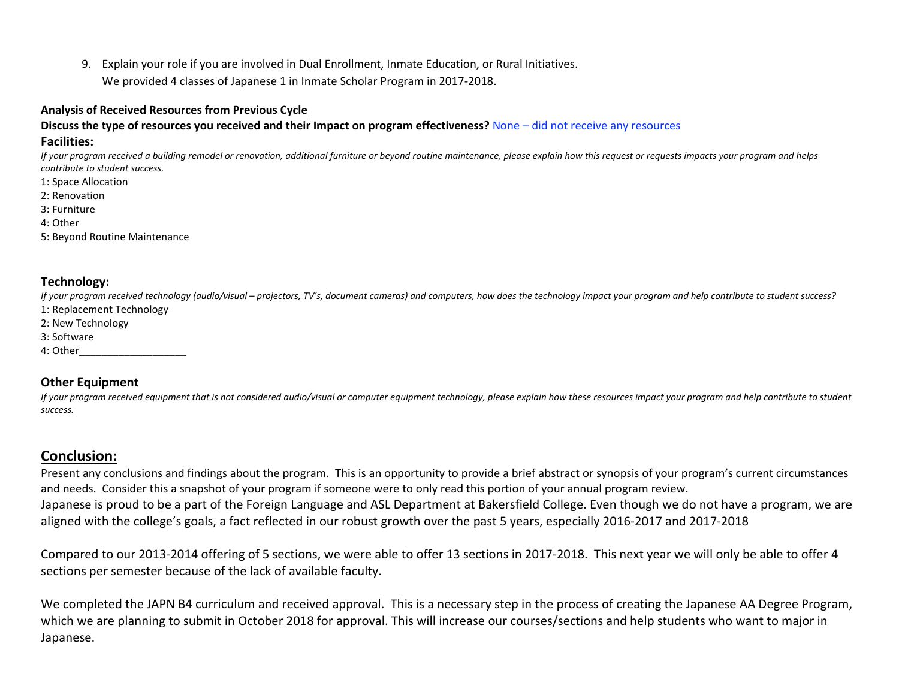9. Explain your role if you are involved in Dual Enrollment, Inmate Education, or Rural Initiatives.
   We provided 4 classes of Japanese 1 in Inmate Scholar Program in 2017-2018.

**Analysis of Received Resources from Previous Cycle**

**Discuss the type of resources you received and their Impact on program effectiveness?** None – did not receive any resources

### Facilities:

*If your program received a building remodel or renovation, additional furniture or beyond routine maintenance, please explain how this request or requests impacts your program and helps contribute to student success.*

1: Space Allocation
2: Renovation
3: Furniture
4: Other
5: Beyond Routine Maintenance

### Technology:

*If your program received technology (audio/visual – projectors, TV's, document cameras) and computers, how does the technology impact your program and help contribute to student success?*

1: Replacement Technology
2: New Technology
3: Software
4: Other___________________

### Other Equipment

*If your program received equipment that is not considered audio/visual or computer equipment technology, please explain how these resources impact your program and help contribute to student success.*

## Conclusion:

Present any conclusions and findings about the program. This is an opportunity to provide a brief abstract or synopsis of your program's current circumstances and needs. Consider this a snapshot of your program if someone were to only read this portion of your annual program review.

Japanese is proud to be a part of the Foreign Language and ASL Department at Bakersfield College. Even though we do not have a program, we are aligned with the college's goals, a fact reflected in our robust growth over the past 5 years, especially 2016-2017 and 2017-2018

Compared to our 2013-2014 offering of 5 sections, we were able to offer 13 sections in 2017-2018. This next year we will only be able to offer 4 sections per semester because of the lack of available faculty.

We completed the JAPN B4 curriculum and received approval. This is a necessary step in the process of creating the Japanese AA Degree Program, which we are planning to submit in October 2018 for approval. This will increase our courses/sections and help students who want to major in Japanese.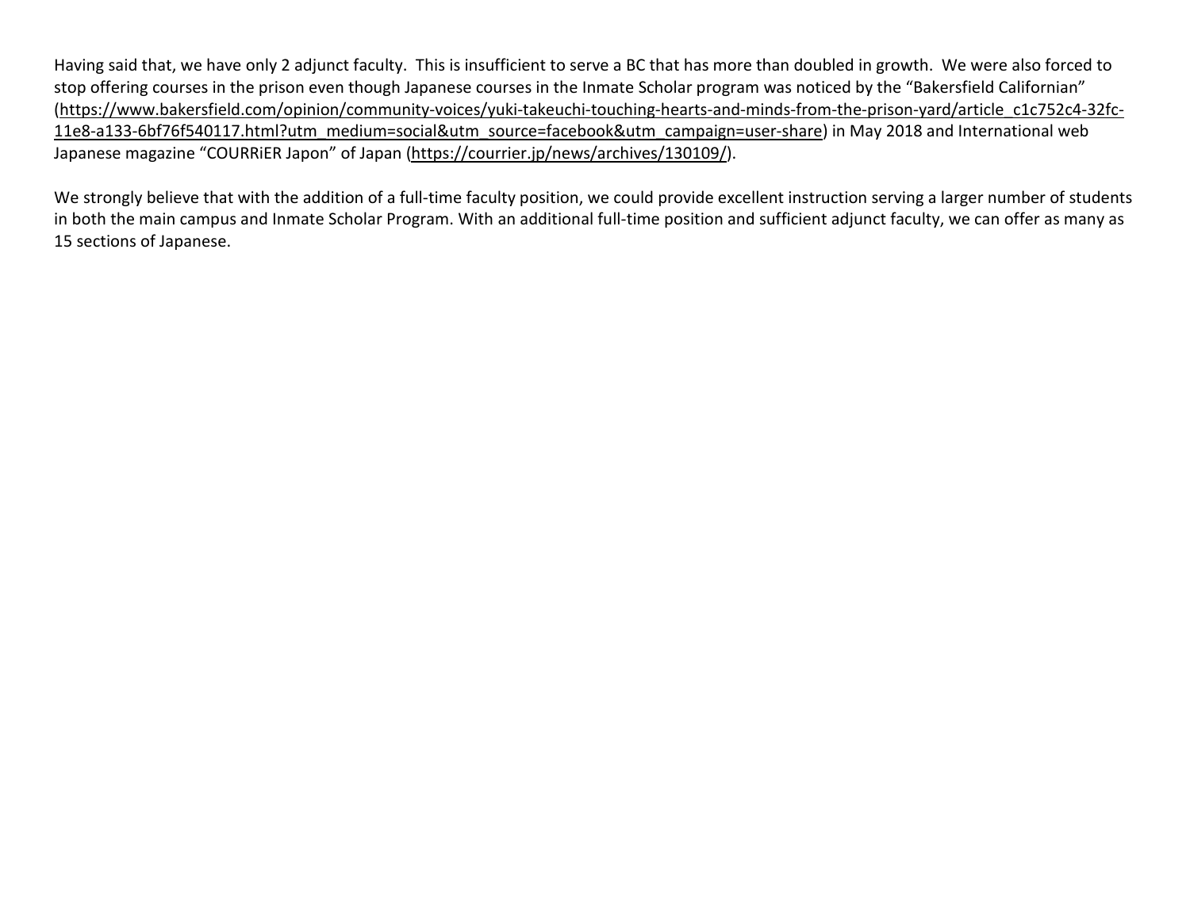Having said that, we have only 2 adjunct faculty. This is insufficient to serve a BC that has more than doubled in growth. We were also forced to stop offering courses in the prison even though Japanese courses in the Inmate Scholar program was noticed by the "Bakersfield Californian" (https://www.bakersfield.com/opinion/community-voices/yuki-takeuchi-touching-hearts-and-minds-from-the-prison-yard/article_c1c752c4-32fc-11e8-a133-6bf76f540117.html?utm_medium=social&utm_source=facebook&utm_campaign=user-share) in May 2018 and International web Japanese magazine "COURRiER Japon" of Japan (https://courrier.jp/news/archives/130109/).

We strongly believe that with the addition of a full-time faculty position, we could provide excellent instruction serving a larger number of students in both the main campus and Inmate Scholar Program. With an additional full-time position and sufficient adjunct faculty, we can offer as many as 15 sections of Japanese.